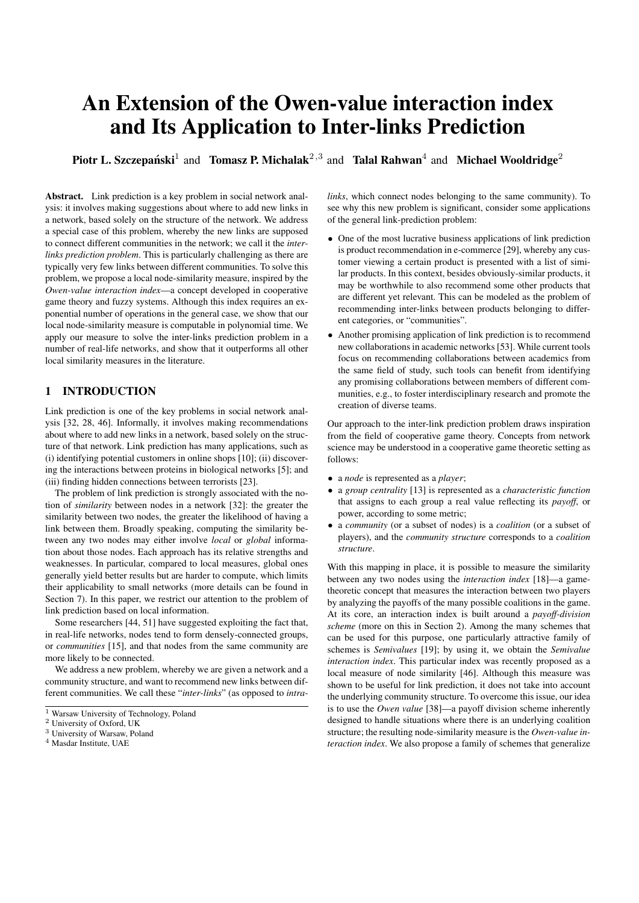# An Extension of the Owen-value interaction index and Its Application to Inter-links Prediction

**Piotr L. Szczepański**[1] and **Tomasz P. Michalak**[2,3] and **Talal Rahwan**[4] and **Michael Wooldridge**[2]

**Abstract.** Link prediction is a key problem in social network analysis: it involves making suggestions about where to add new links in a network, based solely on the structure of the network. We address a special case of this problem, whereby the new links are supposed to connect different communities in the network; we call it the *inter-links prediction problem*. This is particularly challenging as there are typically very few links between different communities. To solve this problem, we propose a local node-similarity measure, inspired by the *Owen-value interaction index*—a concept developed in cooperative game theory and fuzzy systems. Although this index requires an exponential number of operations in the general case, we show that our local node-similarity measure is computable in polynomial time. We apply our measure to solve the inter-links prediction problem in a number of real-life networks, and show that it outperforms all other local similarity measures in the literature.

## 1 INTRODUCTION

Link prediction is one of the key problems in social network analysis [32, 28, 46]. Informally, it involves making recommendations about where to add new links in a network, based solely on the structure of that network. Link prediction has many applications, such as (i) identifying potential customers in online shops [10]; (ii) discovering the interactions between proteins in biological networks [5]; and (iii) finding hidden connections between terrorists [23].

The problem of link prediction is strongly associated with the notion of *similarity* between nodes in a network [32]: the greater the similarity between two nodes, the greater the likelihood of having a link between them. Broadly speaking, computing the similarity between any two nodes may either involve *local* or *global* information about those nodes. Each approach has its relative strengths and weaknesses. In particular, compared to local measures, global ones generally yield better results but are harder to compute, which limits their applicability to small networks (more details can be found in Section 7). In this paper, we restrict our attention to the problem of link prediction based on local information.

Some researchers [44, 51] have suggested exploiting the fact that, in real-life networks, nodes tend to form densely-connected groups, or *communities* [15], and that nodes from the same community are more likely to be connected.

We address a new problem, whereby we are given a network and a community structure, and want to recommend new links between different communities. We call these "*inter-links*" (as opposed to *intra-links*, which connect nodes belonging to the same community). To see why this new problem is significant, consider some applications of the general link-prediction problem:

- One of the most lucrative business applications of link prediction is product recommendation in e-commerce [29], whereby any customer viewing a certain product is presented with a list of similar products. In this context, besides obviously-similar products, it may be worthwhile to also recommend some other products that are different yet relevant. This can be modeled as the problem of recommending inter-links between products belonging to different categories, or "communities".
- Another promising application of link prediction is to recommend new collaborations in academic networks [53]. While current tools focus on recommending collaborations between academics from the same field of study, such tools can benefit from identifying any promising collaborations between members of different communities, e.g., to foster interdisciplinary research and promote the creation of diverse teams.

Our approach to the inter-link prediction problem draws inspiration from the field of cooperative game theory. Concepts from network science may be understood in a cooperative game theoretic setting as follows:

- a *node* is represented as a *player*;
- a *group centrality* [13] is represented as a *characteristic function* that assigns to each group a real value reflecting its *payoff*, or power, according to some metric;
- a *community* (or a subset of nodes) is a *coalition* (or a subset of players), and the *community structure* corresponds to a *coalition structure*.

With this mapping in place, it is possible to measure the similarity between any two nodes using the *interaction index* [18]—a game-theoretic concept that measures the interaction between two players by analyzing the payoffs of the many possible coalitions in the game. At its core, an interaction index is built around a *payoff-division scheme* (more on this in Section 2). Among the many schemes that can be used for this purpose, one particularly attractive family of schemes is *Semivalues* [19]; by using it, we obtain the *Semivalue interaction index*. This particular index was recently proposed as a local measure of node similarity [46]. Although this measure was shown to be useful for link prediction, it does not take into account the underlying community structure. To overcome this issue, our idea is to use the *Owen value* [38]—a payoff division scheme inherently designed to handle situations where there is an underlying coalition structure; the resulting node-similarity measure is the *Owen-value interaction index*. We also propose a family of schemes that generalize

---

[1] Warsaw University of Technology, Poland
[2] University of Oxford, UK
[3] University of Warsaw, Poland
[4] Masdar Institute, UAE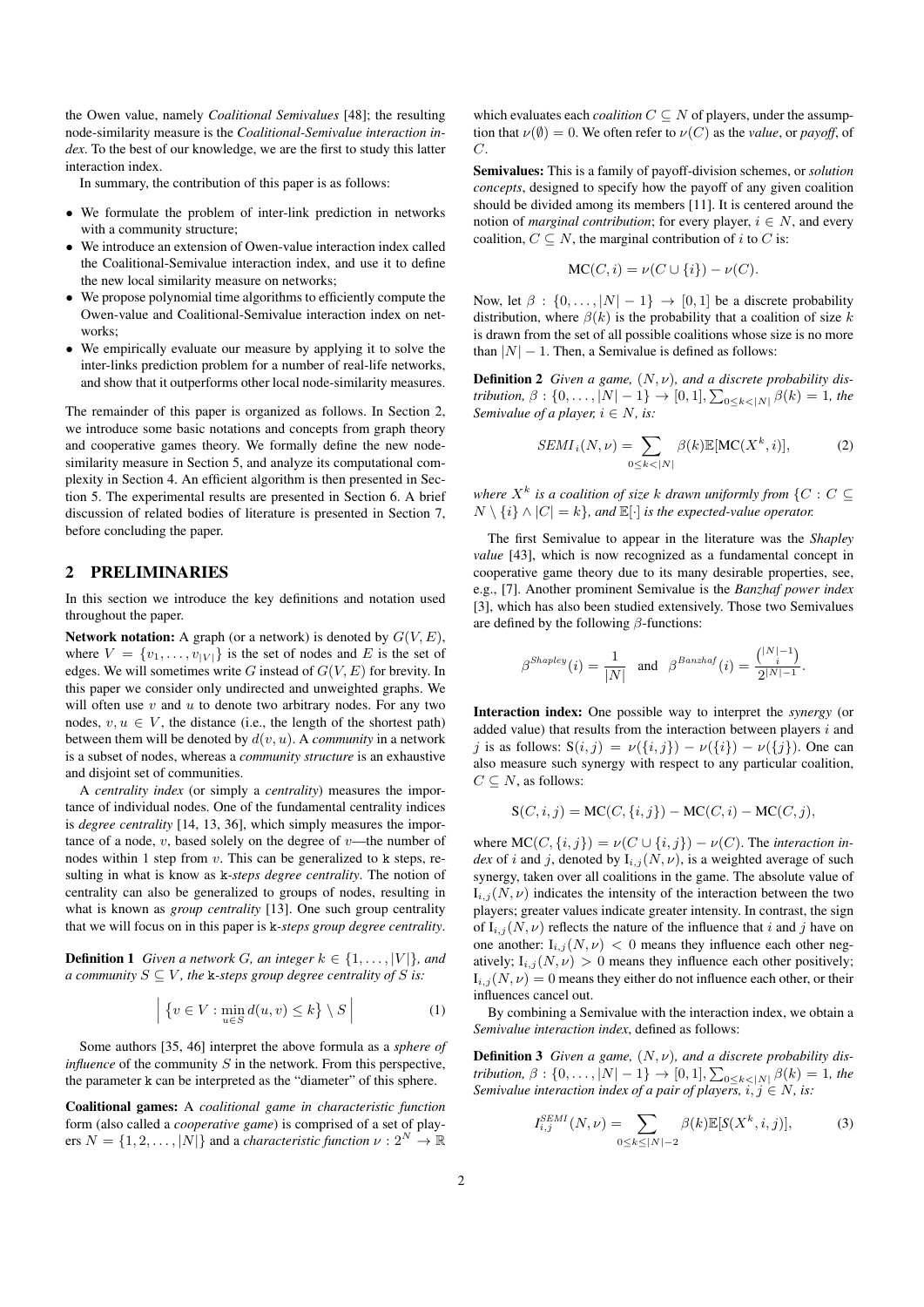the Owen value, namely *Coalitional Semivalues* [48]; the resulting node-similarity measure is the *Coalitional-Semivalue interaction index*. To the best of our knowledge, we are the first to study this latter interaction index.

In summary, the contribution of this paper is as follows:

- We formulate the problem of inter-link prediction in networks with a community structure;
- We introduce an extension of Owen-value interaction index called the Coalitional-Semivalue interaction index, and use it to define the new local similarity measure on networks;
- We propose polynomial time algorithms to efficiently compute the Owen-value and Coalitional-Semivalue interaction index on networks;
- We empirically evaluate our measure by applying it to solve the inter-links prediction problem for a number of real-life networks, and show that it outperforms other local node-similarity measures.

The remainder of this paper is organized as follows. In Section 2, we introduce some basic notations and concepts from graph theory and cooperative games theory. We formally define the new node-similarity measure in Section 5, and analyze its computational complexity in Section 4. An efficient algorithm is then presented in Section 5. The experimental results are presented in Section 6. A brief discussion of related bodies of literature is presented in Section 7, before concluding the paper.

## 2 PRELIMINARIES

In this section we introduce the key definitions and notation used throughout the paper.

**Network notation:** A graph (or a network) is denoted by $G(V, E)$, where $V = \{v_1, \ldots, v_{|V|}\}$ is the set of nodes and $E$ is the set of edges. We will sometimes write $G$ instead of $G(V, E)$ for brevity. In this paper we consider only undirected and unweighted graphs. We will often use $v$ and $u$ to denote two arbitrary nodes. For any two nodes, $v, u \in V$, the distance (i.e., the length of the shortest path) between them will be denoted by $d(v, u)$. A *community* in a network is a subset of nodes, whereas a *community structure* is an exhaustive and disjoint set of communities.

A *centrality index* (or simply a *centrality*) measures the importance of individual nodes. One of the fundamental centrality indices is *degree centrality* [14, 13, 36], which simply measures the importance of a node, $v$, based solely on the degree of $v$—the number of nodes within 1 step from $v$. This can be generalized to k steps, resulting in what is know as k*-steps degree centrality*. The notion of centrality can also be generalized to groups of nodes, resulting in what is known as *group centrality* [13]. One such group centrality that we will focus on in this paper is k*-steps group degree centrality*.

**Definition 1** *Given a network $G$, an integer $k \in \{1, \ldots, |V|\}$, and a community $S \subseteq V$, the* k*-steps group degree centrality of $S$ is:*

$$\left| \left\{ v \in V : \min_{u \in S} d(u, v) \leq k \right\} \setminus S \right| \tag{1}$$

Some authors [35, 46] interpret the above formula as a *sphere of influence* of the community $S$ in the network. From this perspective, the parameter k can be interpreted as the "diameter" of this sphere.

**Coalitional games:** A *coalitional game in characteristic function* form (also called a *cooperative game*) is comprised of a set of players $N = \{1, 2, \ldots, |N|\}$ and a *characteristic function* $\nu : 2^N \to \mathbb{R}$ which evaluates each *coalition* $C \subseteq N$ of players, under the assumption that $\nu(\emptyset) = 0$. We often refer to $\nu(C)$ as the *value*, or *payoff*, of $C$.

**Semivalues:** This is a family of payoff-division schemes, or *solution concepts*, designed to specify how the payoff of any given coalition should be divided among its members [11]. It is centered around the notion of *marginal contribution*; for every player, $i \in N$, and every coalition, $C \subseteq N$, the marginal contribution of $i$ to $C$ is:

$$\text{MC}(C, i) = \nu(C \cup \{i\}) - \nu(C).$$

Now, let $\beta : \{0, \ldots, |N| - 1\} \to [0, 1]$ be a discrete probability distribution, where $\beta(k)$ is the probability that a coalition of size $k$ is drawn from the set of all possible coalitions whose size is no more than $|N| - 1$. Then, a Semivalue is defined as follows:

**Definition 2** *Given a game, $(N, \nu)$, and a discrete probability distribution, $\beta : \{0, \ldots, |N| - 1\} \to [0, 1], \sum_{0 \leq k < |N|} \beta(k) = 1$, the Semivalue of a player, $i \in N$, is:*

$$SEMI_i(N, \nu) = \sum_{0 \leq k < |N|} \beta(k) \mathbb{E}[\text{MC}(X^k, i)], \tag{2}$$

*where $X^k$ is a coalition of size $k$ drawn uniformly from $\{C : C \subseteq N \setminus \{i\} \wedge |C| = k\}$, and $\mathbb{E}[\cdot]$ is the expected-value operator.*

The first Semivalue to appear in the literature was the *Shapley value* [43], which is now recognized as a fundamental concept in cooperative game theory due to its many desirable properties, see, e.g., [7]. Another prominent Semivalue is the *Banzhaf power index* [3], which has also been studied extensively. Those two Semivalues are defined by the following $\beta$-functions:

$$\beta^{Shapley}(i) = \frac{1}{|N|} \quad \text{and} \quad \beta^{Banzhaf}(i) = \frac{\binom{|N|-1}{i}}{2^{|N|-1}}.$$

**Interaction index:** One possible way to interpret the *synergy* (or added value) that results from the interaction between players $i$ and $j$ is as follows: $\text{S}(i, j) = \nu(\{i, j\}) - \nu(\{i\}) - \nu(\{j\})$. One can also measure such synergy with respect to any particular coalition, $C \subseteq N$, as follows:

$$\text{S}(C, i, j) = \text{MC}(C, \{i, j\}) - \text{MC}(C, i) - \text{MC}(C, j),$$

where $\text{MC}(C, \{i, j\}) = \nu(C \cup \{i, j\}) - \nu(C)$. The *interaction index* of $i$ and $j$, denoted by $\text{I}_{i,j}(N, \nu)$, is a weighted average of such synergy, taken over all coalitions in the game. The absolute value of $\text{I}_{i,j}(N, \nu)$ indicates the intensity of the interaction between the two players; greater values indicate greater intensity. In contrast, the sign of $\text{I}_{i,j}(N, \nu)$ reflects the nature of the influence that $i$ and $j$ have on one another: $\text{I}_{i,j}(N, \nu) < 0$ means they influence each other negatively; $\text{I}_{i,j}(N, \nu) > 0$ means they influence each other positively; $\text{I}_{i,j}(N, \nu) = 0$ means they either do not influence each other, or their influences cancel out.

By combining a Semivalue with the interaction index, we obtain a *Semivalue interaction index*, defined as follows:

**Definition 3** *Given a game, $(N, \nu)$, and a discrete probability distribution, $\beta : \{0, \ldots, |N| - 1\} \to [0, 1], \sum_{0 \leq k < |N|} \beta(k) = 1$, the Semivalue interaction index of a pair of players, $i, j \in N$, is:*

$$I^{SEMI}_{i,j}(N, \nu) = \sum_{0 \leq k \leq |N|-2} \beta(k) \mathbb{E}[S(X^k, i, j)], \tag{3}$$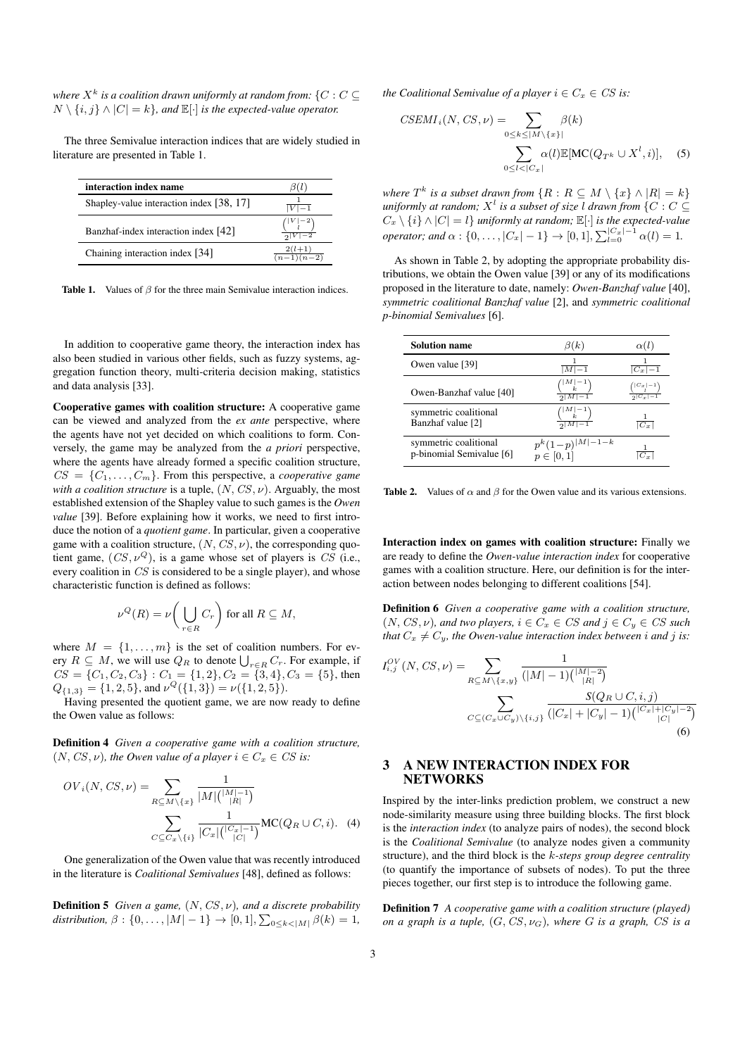*where $X^k$ is a coalition drawn uniformly at random from: $\{C : C \subseteq N \setminus \{i, j\} \wedge |C| = k\}$, and $\mathbb{E}[\cdot]$ is the expected-value operator.*

The three Semivalue interaction indices that are widely studied in literature are presented in Table 1.

| interaction index name | $\beta(l)$ |
|---|---|
| Shapley-value interaction index [38, 17] | $\frac{1}{\|V\|-1}$ |
| Banzhaf-index interaction index [42] | $\frac{\binom{\|V\|-2}{l}}{2^{\|V\|-2}}$ |
| Chaining interaction index [34] | $\frac{2(l+1)}{(n-1)(n-2)}$ |

**Table 1.** Values of $\beta$ for the three main Semivalue interaction indices.

In addition to cooperative game theory, the interaction index has also been studied in various other fields, such as fuzzy systems, aggregation function theory, multi-criteria decision making, statistics and data analysis [33].

**Cooperative games with coalition structure:** A cooperative game can be viewed and analyzed from the *ex ante* perspective, where the agents have not yet decided on which coalitions to form. Conversely, the game may be analyzed from the *a priori* perspective, where the agents have already formed a specific coalition structure, $CS = \{C_1, \ldots, C_m\}$. From this perspective, a *cooperative game with a coalition structure* is a tuple, $(N, CS, \nu)$. Arguably, the most established extension of the Shapley value to such games is the *Owen value* [39]. Before explaining how it works, we need to first introduce the notion of a *quotient game*. In particular, given a cooperative game with a coalition structure, $(N, CS, \nu)$, the corresponding quotient game, $(CS, \nu^Q)$, is a game whose set of players is $CS$ (i.e., every coalition in $CS$ is considered to be a single player), and whose characteristic function is defined as follows:

$$\nu^Q(R) = \nu\left(\bigcup_{r \in R} C_r\right) \text{ for all } R \subseteq M,$$

where $M = \{1, \ldots, m\}$ is the set of coalition numbers. For every $R \subseteq M$, we will use $Q_R$ to denote $\bigcup_{r \in R} C_r$. For example, if $CS = \{C_1, C_2, C_3\} : C_1 = \{1, 2\}, C_2 = \{3, 4\}, C_3 = \{5\}$, then $Q_{\{1,3\}} = \{1, 2, 5\}$, and $\nu^Q(\{1, 3\}) = \nu(\{1, 2, 5\})$.

Having presented the quotient game, we are now ready to define the Owen value as follows:

**Definition 4** *Given a cooperative game with a coalition structure, $(N, CS, \nu)$, the Owen value of a player $i \in C_x \in CS$ is:*

$$OV_i(N, CS, \nu) = \sum_{R \subseteq M \setminus \{x\}} \frac{1}{|M|\binom{|M|-1}{|R|}} \sum_{C \subseteq C_x \setminus \{i\}} \frac{1}{|C_x|\binom{|C_x|-1}{|C|}} \text{MC}(Q_R \cup C, i). \quad (4)$$

One generalization of the Owen value that was recently introduced in the literature is *Coalitional Semivalues* [48], defined as follows:

**Definition 5** *Given a game, $(N, CS, \nu)$, and a discrete probability distribution, $\beta : \{0, \ldots, |M| - 1\} \to [0, 1], \sum_{0 \leq k < |M|} \beta(k) = 1$, the Coalitional Semivalue of a player $i \in C_x \in CS$ is:*

$$CSEMI_i(N, CS, \nu) = \sum_{0 \leq k \leq |M \setminus \{x\}|} \beta(k) \sum_{0 \leq l < |C_x|} \alpha(l) \mathbb{E}[\text{MC}(Q_{T^k} \cup X^l, i)], \quad (5)$$

*where $T^k$ is a subset drawn from $\{R : R \subseteq M \setminus \{x\} \wedge |R| = k\}$ uniformly at random; $X^l$ is a subset of size $l$ drawn from $\{C : C \subseteq C_x \setminus \{i\} \wedge |C| = l\}$ uniformly at random; $\mathbb{E}[\cdot]$ is the expected-value operator; and $\alpha : \{0, \ldots, |C_x| - 1\} \to [0, 1], \sum_{l=0}^{|C_x|-1} \alpha(l) = 1$.*

As shown in Table 2, by adopting the appropriate probability distributions, we obtain the Owen value [39] or any of its modifications proposed in the literature to date, namely: *Owen-Banzhaf value* [40], *symmetric coalitional Banzhaf value* [2], and *symmetric coalitional p-binomial Semivalues* [6].

| Solution name | $\beta(k)$ | $\alpha(l)$ |
|---|---|---|
| Owen value [39] | $\frac{1}{\|M\|-1}$ | $\frac{1}{\|C_x\|-1}$ |
| Owen-Banzhaf value [40] | $\frac{\binom{\|M\|-1}{k}}{2^{\|M\|-1}}$ | $\frac{\binom{\|C_x\|-1}{l}}{2^{\|C_x\|-1}}$ |
| symmetric coalitional Banzhaf value [2] | $\frac{\binom{\|M\|-1}{k}}{2^{\|M\|-1}}$ | $\frac{1}{\|C_x\|}$ |
| symmetric coalitional p-binomial Semivalue [6] | $p^k(1-p)^{\|M\|-1-k}$, $p \in [0, 1]$ | $\frac{1}{\|C_x\|}$ |

**Table 2.** Values of $\alpha$ and $\beta$ for the Owen value and its various extensions.

**Interaction index on games with coalition structure:** Finally we are ready to define the *Owen-value interaction index* for cooperative games with a coalition structure. Here, our definition is for the interaction between nodes belonging to different coalitions [54].

**Definition 6** *Given a cooperative game with a coalition structure, $(N, CS, \nu)$, and two players, $i \in C_x \in CS$ and $j \in C_y \in CS$ such that $C_x \neq C_y$, the Owen-value interaction index between $i$ and $j$ is:*

$$I^{OV}_{i,j}(N, CS, \nu) = \sum_{R \subseteq M \setminus \{x,y\}} \frac{1}{(|M| - 1)\binom{|M|-2}{|R|}} \sum_{C \subseteq (C_x \cup C_y) \setminus \{i,j\}} \frac{S(Q_R \cup C, i, j)}{(|C_x| + |C_y| - 1)\binom{|C_x|+|C_y|-2}{|C|}} \quad (6)$$

## 3 A NEW INTERACTION INDEX FOR NETWORKS

Inspired by the inter-links prediction problem, we construct a new node-similarity measure using three building blocks. The first block is the *interaction index* (to analyze pairs of nodes), the second block is the *Coalitional Semivalue* (to analyze nodes given a community structure), and the third block is the *k-steps group degree centrality* (to quantify the importance of subsets of nodes). To put the three pieces together, our first step is to introduce the following game.

**Definition 7** *A cooperative game with a coalition structure (played) on a graph is a tuple, $(G, CS, \nu_G)$, where $G$ is a graph, $CS$ is a*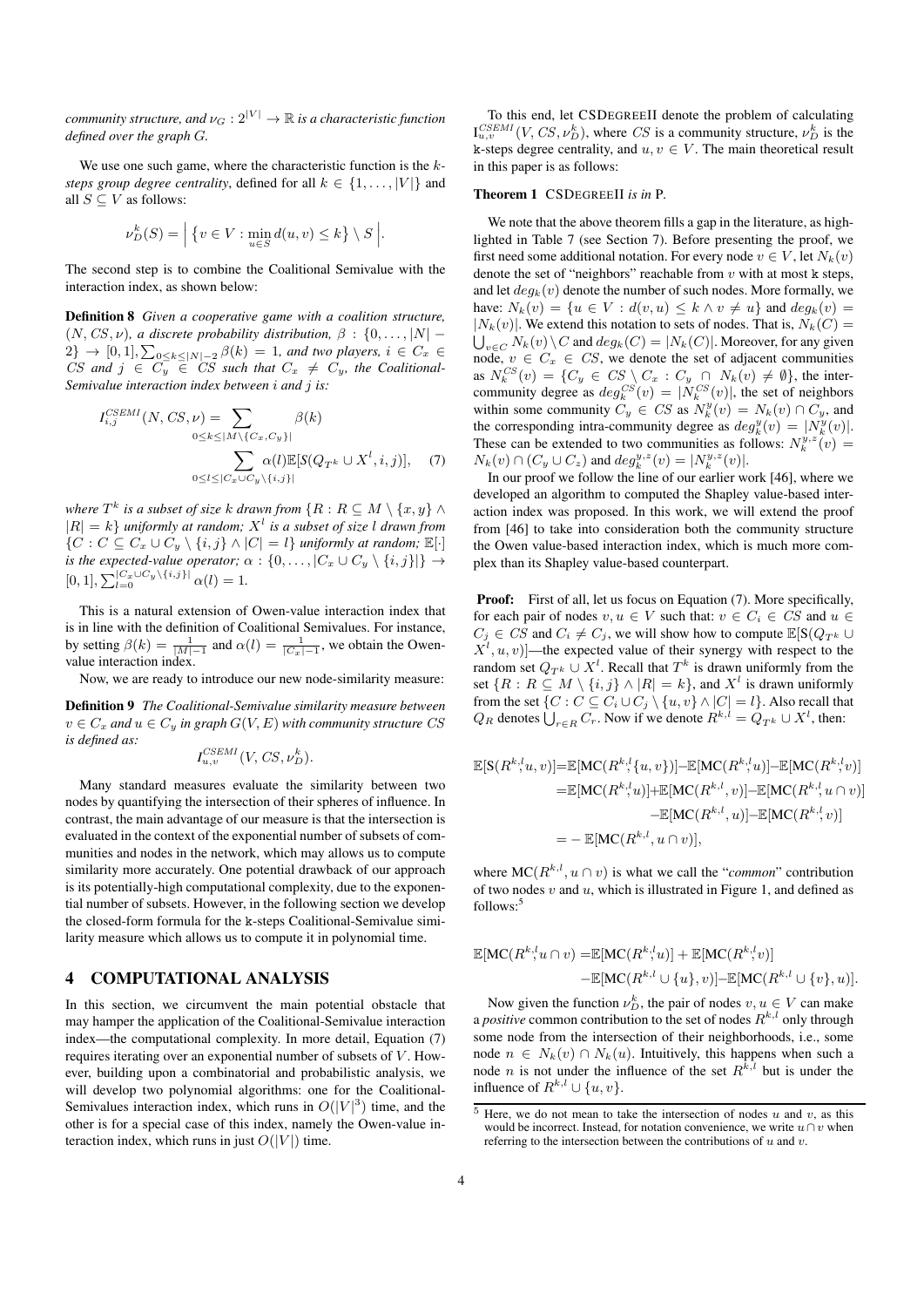*community structure, and $\nu_G : 2^{|V|} \to \mathbb{R}$ is a characteristic function defined over the graph $G$.*

We use one such game, where the characteristic function is the $k$-*steps group degree centrality*, defined for all $k \in \{1, \ldots, |V|\}$ and all $S \subseteq V$ as follows:

$$\nu_D^k(S) = \Big| \{ v \in V : \min_{u \in S} d(u, v) \leq k \} \setminus S \Big|.$$

The second step is to combine the Coalitional Semivalue with the interaction index, as shown below:

**Definition 8** *Given a cooperative game with a coalition structure, $(N, CS, \nu)$, a discrete probability distribution, $\beta : \{0, \ldots, |N| - 2\} \to [0, 1], \sum_{0 \leq k \leq |N|-2} \beta(k) = 1$, and two players, $i \in C_x \in CS$ and $j \in C_y \in CS$ such that $C_x \neq C_y$, the Coalitional-Semivalue interaction index between $i$ and $j$ is:*

$$I_{i,j}^{CSEMI}(N, CS, \nu) = \sum_{0 \leq k \leq |M \setminus \{C_x, C_y\}|} \beta(k) \sum_{0 \leq l \leq |C_x \cup C_y \setminus \{i,j\}|} \alpha(l) \mathbb{E}[S(Q_{T^k} \cup X^l, i, j)], \quad (7)$$

*where $T^k$ is a subset of size $k$ drawn from $\{R : R \subseteq M \setminus \{x, y\} \wedge |R| = k\}$ uniformly at random; $X^l$ is a subset of size $l$ drawn from $\{C : C \subseteq C_x \cup C_y \setminus \{i, j\} \wedge |C| = l\}$ uniformly at random; $\mathbb{E}[\cdot]$ is the expected-value operator; $\alpha : \{0, \ldots, |C_x \cup C_y \setminus \{i, j\}|\} \to [0, 1], \sum_{l=0}^{|C_x \cup C_y \setminus \{i,j\}|} \alpha(l) = 1$.*

This is a natural extension of Owen-value interaction index that is in line with the definition of Coalitional Semivalues. For instance, by setting $\beta(k) = \frac{1}{|M|-1}$ and $\alpha(l) = \frac{1}{|C_x|-1}$, we obtain the Owen-value interaction index.

Now, we are ready to introduce our new node-similarity measure:

**Definition 9** *The Coalitional-Semivalue similarity measure between $v \in C_x$ and $u \in C_y$ in graph $G(V, E)$ with community structure $CS$ is defined as:*

$$I_{u,v}^{CSEMI}(V, CS, \nu_D^k).$$

Many standard measures evaluate the similarity between two nodes by quantifying the intersection of their spheres of influence. In contrast, the main advantage of our measure is that the intersection is evaluated in the context of the exponential number of subsets of communities and nodes in the network, which may allows us to compute similarity more accurately. One potential drawback of our approach is its potentially-high computational complexity, due to the exponential number of subsets. However, in the following section we develop the closed-form formula for the k-steps Coalitional-Semivalue similarity measure which allows us to compute it in polynomial time.

## 4 COMPUTATIONAL ANALYSIS

In this section, we circumvent the main potential obstacle that may hamper the application of the Coalitional-Semivalue interaction index—the computational complexity. In more detail, Equation (7) requires iterating over an exponential number of subsets of $V$. However, building upon a combinatorial and probabilistic analysis, we will develop two polynomial algorithms: one for the Coalitional-Semivalues interaction index, which runs in $O(|V|^3)$ time, and the other is for a special case of this index, namely the Owen-value interaction index, which runs in just $O(|V|)$ time.

To this end, let CSDEGREEII denote the problem of calculating $I_{u,v}^{CSEMI}(V, CS, \nu_D^k)$, where $CS$ is a community structure, $\nu_D^k$ is the k-steps degree centrality, and $u, v \in V$. The main theoretical result in this paper is as follows:

**Theorem 1** CSDEGREEII *is in* P.

We note that the above theorem fills a gap in the literature, as highlighted in Table 7 (see Section 7). Before presenting the proof, we first need some additional notation. For every node $v \in V$, let $N_k(v)$ denote the set of "neighbors" reachable from $v$ with at most k steps, and let $deg_k(v)$ denote the number of such nodes. More formally, we have: $N_k(v) = \{u \in V : d(v, u) \leq k \wedge v \neq u\}$ and $deg_k(v) = |N_k(v)|$. We extend this notation to sets of nodes. That is, $N_k(C) = \bigcup_{v \in C} N_k(v) \setminus C$ and $deg_k(C) = |N_k(C)|$. Moreover, for any given node, $v \in C_x \in CS$, we denote the set of adjacent communities as $N_k^{CS}(v) = \{C_y \in CS \setminus C_x : C_y \cap N_k(v) \neq \emptyset\}$, the inter-community degree as $deg_k^{CS}(v) = |N_k^{CS}(v)|$, the set of neighbors within some community $C_y \in CS$ as $N_k^y(v) = N_k(v) \cap C_y$, and the corresponding intra-community degree as $deg_k^y(v) = |N_k^y(v)|$. These can be extended to two communities as follows: $N_k^{y,z}(v) = N_k(v) \cap (C_y \cup C_z)$ and $deg_k^{y,z}(v) = |N_k^{y,z}(v)|$.

In our proof we follow the line of our earlier work [46], where we developed an algorithm to computed the Shapley value-based interaction index was proposed. In this work, we will extend the proof from [46] to take into consideration both the community structure the Owen value-based interaction index, which is much more complex than its Shapley value-based counterpart.

**Proof:** First of all, let us focus on Equation (7). More specifically, for each pair of nodes $v, u \in V$ such that: $v \in C_i \in CS$ and $u \in C_j \in CS$ and $C_i \neq C_j$, we will show how to compute $\mathbb{E}[S(Q_{T^k} \cup X^l, u, v)]$—the expected value of their synergy with respect to the random set $Q_{T^k} \cup X^l$. Recall that $T^k$ is drawn uniformly from the set $\{R : R \subseteq M \setminus \{i, j\} \wedge |R| = k\}$, and $X^l$ is drawn uniformly from the set $\{C : C \subseteq C_i \cup C_j \setminus \{u, v\} \wedge |C| = l\}$. Also recall that $Q_R$ denotes $\bigcup_{r \in R} C_r$. Now if we denote $R^{k,l} = Q_{T^k} \cup X^l$, then:

$$\begin{aligned}
\mathbb{E}[S(R^{k,l}; u, v)] &= \mathbb{E}[MC(R^{k,l}; \{u, v\})] - \mathbb{E}[MC(R^{k,l}; u)] - \mathbb{E}[MC(R^{k,l}; v)] \\
&= \mathbb{E}[MC(R^{k,l}; u)] + \mathbb{E}[MC(R^{k,l}, v)] - \mathbb{E}[MC(R^{k,l}, u \cap v)] \\
&\quad - \mathbb{E}[MC(R^{k,l}, u)] - \mathbb{E}[MC(R^{k,l}, v)] \\
&= -\mathbb{E}[MC(R^{k,l}, u \cap v)],
\end{aligned}$$

where $MC(R^{k,l}, u \cap v)$ is what we call the "*common*" contribution of two nodes $v$ and $u$, which is illustrated in Figure 1, and defined as follows:[5]

$$\begin{aligned}
\mathbb{E}[MC(R^{k,l}; u \cap v) &= \mathbb{E}[MC(R^{k,l}; u)] + \mathbb{E}[MC(R^{k,l}; v)] \\
&\quad - \mathbb{E}[MC(R^{k,l} \cup \{u\}, v)] - \mathbb{E}[MC(R^{k,l} \cup \{v\}, u)].
\end{aligned}$$

Now given the function $\nu_D^k$, the pair of nodes $v, u \in V$ can make a *positive* common contribution to the set of nodes $R^{k,l}$ only through some node from the intersection of their neighborhoods, i.e., some node $n \in N_k(v) \cap N_k(u)$. Intuitively, this happens when such a node $n$ is not under the influence of the set $R^{k,l}$ but is under the influence of $R^{k,l} \cup \{u, v\}$.

[5] Here, we do not mean to take the intersection of nodes $u$ and $v$, as this would be incorrect. Instead, for notation convenience, we write $u \cap v$ when referring to the intersection between the contributions of $u$ and $v$.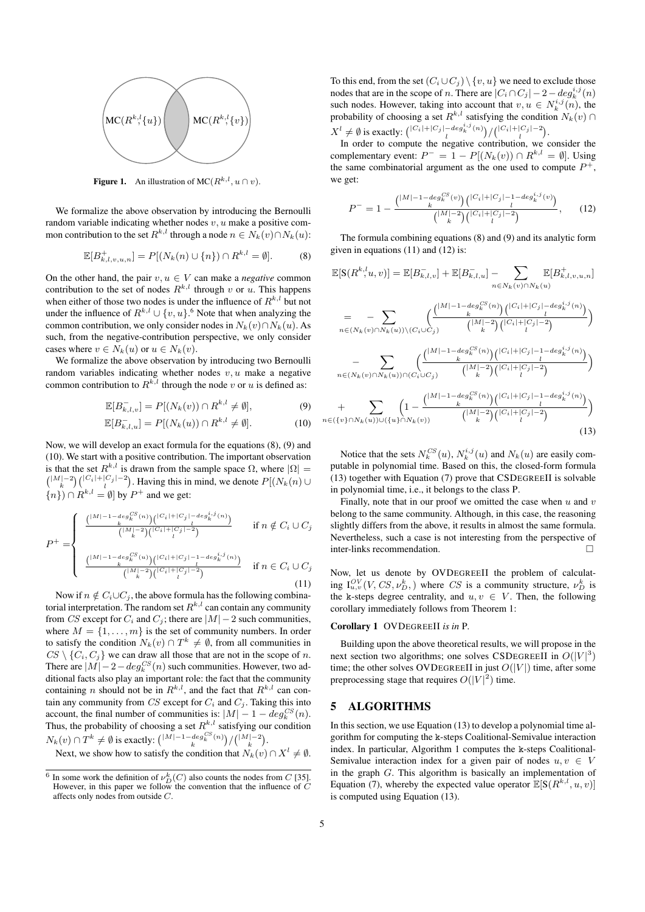Figure 1. An illustration of MC($R^{k,l}, u \cap v$).

We formalize the above observation by introducing the Bernoulli random variable indicating whether nodes $v, u$ make a positive common contribution to the set $R^{k,l}$ through a node $n \in N_k(v) \cap N_k(u)$:

$$\mathbb{E}[B^{+}_{k,l,v,u,n}] = P[(N_k(n) \cup \{n\}) \cap R^{k,l} = \emptyset]. \tag{8}$$

On the other hand, the pair $v, u \in V$ can make a *negative* common contribution to the set of nodes $R^{k,l}$ through $v$ or $u$. This happens when either of those two nodes is under the influence of $R^{k,l}$ but not under the influence of $R^{k,l} \cup \{v, u\}$.[6] Note that when analyzing the common contribution, we only consider nodes in $N_k(v) \cap N_k(u)$. As such, from the negative-contribution perspective, we only consider cases where $v \in N_k(u)$ or $u \in N_k(v)$.

We formalize the above observation by introducing two Bernoulli random variables indicating whether nodes $v, u$ make a negative common contribution to $R^{k,l}$ through the node $v$ or $u$ is defined as:

$$\mathbb{E}[B^{-}_{k,l,v}] = P[(N_k(v)) \cap R^{k,l} \neq \emptyset], \tag{9}$$

$$\mathbb{E}[B^{-}_{k,l,u}] = P[(N_k(u)) \cap R^{k,l} \neq \emptyset]. \tag{10}$$

Now, we will develop an exact formula for the equations (8), (9) and (10). We start with a positive contribution. The important observation is that the set $R^{k,l}$ is drawn from the sample space $\Omega$, where $|\Omega| = \binom{|M|-2}{k}\binom{|C_i|+|C_j|-2}{l}$. Having this in mind, we denote $P[(N_k(n) \cup \{n\}) \cap R^{k,l} = \emptyset]$ by $P^+$ and we get:

$$P^+ = \begin{cases} \dfrac{\binom{|M|-1-deg_k^{CS}(n)}{k}\binom{|C_i|+|C_j|-deg_k^{i,j}(n)}{l}}{\binom{|M|-2}{k}\binom{|C_i|+|C_j|-2}{l}} & \text{if } n \notin C_i \cup C_j \\[2ex] \dfrac{\binom{|M|-1-deg_k^{CS}(u)}{k}\binom{|C_i|+|C_j|-1-deg_k^{i,j}(n)}{l}}{\binom{|M|-2}{k}\binom{|C_i|+|C_j|-2}{l}} & \text{if } n \in C_i \cup C_j \end{cases} \tag{11}$$

Now if $n \notin C_i \cup C_j$, the above formula has the following combinatorial interpretation. The random set $R^{k,l}$ can contain any community from $CS$ except for $C_i$ and $C_j$; there are $|M| - 2$ such communities, where $M = \{1, \ldots, m\}$ is the set of community numbers. In order to satisfy the condition $N_k(v) \cap T^k \neq \emptyset$, from all communities in $CS \setminus \{C_i, C_j\}$ we can draw all those that are not in the scope of $n$. There are $|M| - 2 - deg_k^{CS}(n)$ such communities. However, two additional facts also play an important role: the fact that the community containing $n$ should not be in $R^{k,l}$, and the fact that $R^{k,l}$ can contain any community from $CS$ except for $C_i$ and $C_j$. Taking this into account, the final number of communities is: $|M| - 1 - deg_k^{CS}(n)$. Thus, the probability of choosing a set $R^{k,l}$ satisfying our condition $N_k(v) \cap T^k \neq \emptyset$ is exactly: $\binom{|M|-1-deg_k^{CS}(n)}{k} / \binom{|M|-2}{k}$.

Next, we show how to satisfy the condition that $N_k(v) \cap X^l \neq \emptyset$. To this end, from the set $(C_i \cup C_j) \setminus \{v, u\}$ we need to exclude those nodes that are in the scope of $n$. There are $|C_i \cap C_j| - 2 - deg_k^{i,j}(n)$ such nodes. However, taking into account that $v, u \in N_k^{i,j}(n)$, the probability of choosing a set $R^{k,l}$ satisfying the condition $N_k(v) \cap X^l \neq \emptyset$ is exactly: $\binom{|C_i|+|C_j|-deg_k^{i,j}(n)}{l} / \binom{|C_i|+|C_j|-2}{l}$.

In order to compute the negative contribution, we consider the complementary event: $P^- = 1 - P[(N_k(v)) \cap R^{k,l} = \emptyset]$. Using the same combinatorial argument as the one used to compute $P^+$, we get:

$$P^- = 1 - \frac{\binom{|M|-1-deg_k^{CS}(v)}{k}\binom{|C_i|+|C_j|-1-deg_k^{i,j}(v)}{l}}{\binom{|M|-2}{k}\binom{|C_i|+|C_j|-2}{l}}, \tag{12}$$

The formula combining equations (8) and (9) and its analytic form given in equations (11) and (12) is:

$$\begin{aligned} \mathbb{E}[\mathrm{S}(R^{k,l}; u, v)] &= \mathbb{E}[B^{-}_{k,l,v}] + \mathbb{E}[B^{-}_{k,l,u}] - \sum_{n \in N_k(v) \cap N_k(u)} \mathbb{E}[B^{+}_{k,l,v,u,n}] \\ &= -\sum_{n \in (N_k(v) \cap N_k(u)) \setminus (C_i \cup C_j)} \Big( \frac{\binom{|M|-1-deg_k^{CS}(n)}{k}\binom{|C_i|+|C_j|-deg_k^{i,j}(n)}{l}}{\binom{|M|-2}{k}\binom{|C_i|+|C_j|-2}{l}} \Big) \\ &\quad - \sum_{n \in (N_k(v) \cap N_k(u)) \cap (C_i \cup C_j)} \Big( \frac{\binom{|M|-1-deg_k^{CS}(n)}{k}\binom{|C_i|+|C_j|-1-deg_k^{i,j}(n)}{l}}{\binom{|M|-2}{k}\binom{|C_i|+|C_j|-2}{l}} \Big) \\ &\quad + \sum_{n \in (\{v\} \cap N_k(u)) \cup (\{u\} \cap N_k(v))} \Big( 1 - \frac{\binom{|M|-1-deg_k^{CS}(n)}{k}\binom{|C_i|+|C_j|-1-deg_k^{i,j}(n)}{l}}{\binom{|M|-2}{k}\binom{|C_i|+|C_j|-2}{l}} \Big) \end{aligned} \tag{13}$$

Notice that the sets $N_k^{CS}(u)$, $N_k^{i,j}(u)$ and $N_k(u)$ are easily computable in polynomial time. Based on this, the closed-form formula (13) together with Equation (7) prove that CSDEGREEII is solvable in polynomial time, i.e., it belongs to the class P.

Finally, note that in our proof we omitted the case when $u$ and $v$ belong to the same community. Although, in this case, the reasoning slightly differs from the above, it results in almost the same formula. Nevertheless, such a case is not interesting from the perspective of inter-links recommendation. □

Now, let us denote by OVDEGREEII the problem of calculating $\mathrm{I}^{OV}_{u,v}(V, CS, \nu_D^k,)$ where $CS$ is a community structure, $\nu_D^k$ is the k-steps degree centrality, and $u, v \in V$. Then, the following corollary immediately follows from Theorem 1:

**Corollary 1** OVDEGREEII *is in* P.

Building upon the above theoretical results, we will propose in the next section two algorithms; one solves CSDEGREEII in $O(|V|^3)$ time; the other solves OVDEGREEII in just $O(|V|)$ time, after some preprocessing stage that requires $O(|V|^2)$ time.

## 5 ALGORITHMS

In this section, we use Equation (13) to develop a polynomial time algorithm for computing the k-steps Coalitional-Semivalue interaction index. In particular, Algorithm 1 computes the k-steps Coalitional-Semivalue interaction index for a given pair of nodes $u, v \in V$ in the graph $G$. This algorithm is basically an implementation of Equation (7), whereby the expected value operator $\mathbb{E}[\mathrm{S}(R^{k,l}, u, v)]$ is computed using Equation (13).

[6] In some work the definition of $\nu_D^k(C)$ also counts the nodes from $C$ [35]. However, in this paper we follow the convention that the influence of $C$ affects only nodes from outside $C$.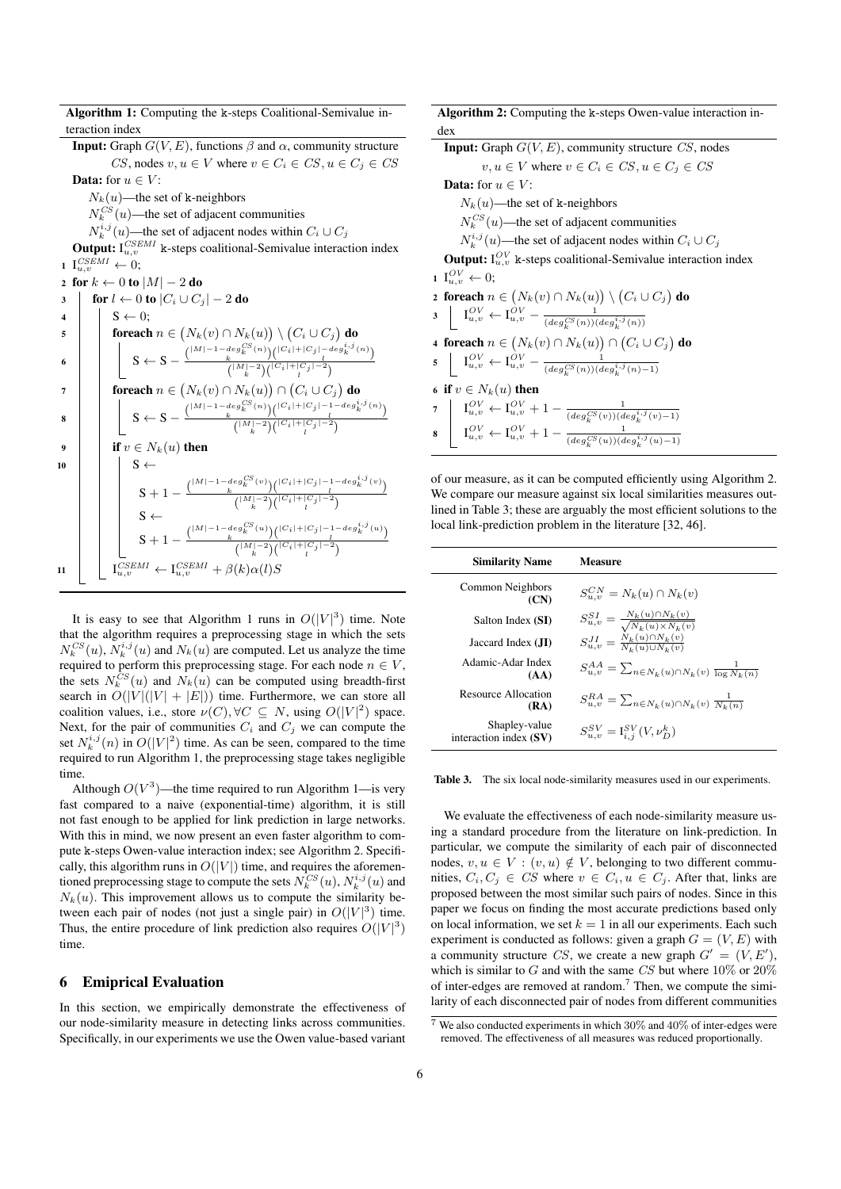**Algorithm 1:** Computing the k-steps Coalitional-Semivalue interaction index

**Input:** Graph $G(V, E)$, functions $\beta$ and $\alpha$, community structure $CS$, nodes $v, u \in V$ where $v \in C_i \in CS, u \in C_j \in CS$

**Data:** for $u \in V$:
- $N_k(u)$—the set of k-neighbors
- $N_k^{CS}(u)$—the set of adjacent communities
- $N_k^{i,j}(u)$—the set of adjacent nodes within $C_i \cup C_j$

**Output:** $\mathrm{I}_{u,v}^{CSEMI}$ k-steps coalitional-Semivalue interaction index

```
1  I^{CSEMI}_{u,v} ← 0;
2  for k ← 0 to |M| − 2 do
3    for l ← 0 to |C_i ∪ C_j| − 2 do
4      S ← 0;
5      foreach n ∈ (N_k(v) ∩ N_k(u)) \ (C_i ∪ C_j) do
6        S ← S − [C(|M|−1−deg^{CS}_k(n), k) · C(|C_i|+|C_j|−deg^{i,j}_k(n), l)] / [C(|M|−2, k) · C(|C_i|+|C_j|−2, l)]
7      foreach n ∈ (N_k(v) ∩ N_k(u)) ∩ (C_i ∪ C_j) do
8        S ← S − [C(|M|−1−deg^{CS}_k(n), k) · C(|C_i|+|C_j|−1−deg^{i,j}_k(n), l)] / [C(|M|−2, k) · C(|C_i|+|C_j|−2, l)]
9      if v ∈ N_k(u) then
10       S ← S + 1 − [C(|M|−1−deg^{CS}_k(v), k) · C(|C_i|+|C_j|−1−deg^{i,j}_k(v), l)] / [C(|M|−2, k) · C(|C_i|+|C_j|−2, l)]
         S ← S + 1 − [C(|M|−1−deg^{CS}_k(u), k) · C(|C_i|+|C_j|−1−deg^{i,j}_k(u), l)] / [C(|M|−2, k) · C(|C_i|+|C_j|−2, l)]
11     I^{CSEMI}_{u,v} ← I^{CSEMI}_{u,v} + β(k)α(l)S
```

Where the updates are:

Line 6: $S \leftarrow S - \frac{\binom{|M|-1-deg_k^{CS}(n)}{k}\binom{|C_i|+|C_j|-deg_k^{i,j}(n)}{l}}{\binom{|M|-2}{k}\binom{|C_i|+|C_j|-2}{l}}$

Line 8: $S \leftarrow S - \frac{\binom{|M|-1-deg_k^{CS}(n)}{k}\binom{|C_i|+|C_j|-1-deg_k^{i,j}(n)}{l}}{\binom{|M|-2}{k}\binom{|C_i|+|C_j|-2}{l}}$

Line 10: $S \leftarrow S + 1 - \frac{\binom{|M|-1-deg_k^{CS}(v)}{k}\binom{|C_i|+|C_j|-1-deg_k^{i,j}(v)}{l}}{\binom{|M|-2}{k}\binom{|C_i|+|C_j|-2}{l}}$; $S \leftarrow S + 1 - \frac{\binom{|M|-1-deg_k^{CS}(u)}{k}\binom{|C_i|+|C_j|-1-deg_k^{i,j}(u)}{l}}{\binom{|M|-2}{k}\binom{|C_i|+|C_j|-2}{l}}$

Line 11: $\mathrm{I}_{u,v}^{CSEMI} \leftarrow \mathrm{I}_{u,v}^{CSEMI} + \beta(k)\alpha(l)S$

It is easy to see that Algorithm 1 runs in $O(|V|^3)$ time. Note that the algorithm requires a preprocessing stage in which the sets $N_k^{CS}(u)$, $N_k^{i,j}(u)$ and $N_k(u)$ are computed. Let us analyze the time required to perform this preprocessing stage. For each node $n \in V$, the sets $N_k^{CS}(u)$ and $N_k(u)$ can be computed using breadth-first search in $O(|V|(|V| + |E|))$ time. Furthermore, we can store all coalition values, i.e., store $\nu(C), \forall C \subseteq N$, using $O(|V|^2)$ space. Next, for the pair of communities $C_i$ and $C_j$ we can compute the set $N_k^{i,j}(n)$ in $O(|V|^2)$ time. As can be seen, compared to the time required to run Algorithm 1, the preprocessing stage takes negligible time.

Although $O(V^3)$—the time required to run Algorithm 1—is very fast compared to a naive (exponential-time) algorithm, it is still not fast enough to be applied for link prediction in large networks. With this in mind, we now present an even faster algorithm to compute k-steps Owen-value interaction index; see Algorithm 2. Specifically, this algorithm runs in $O(|V|)$ time, and requires the aforementioned preprocessing stage to compute the sets $N_k^{CS}(u)$, $N_k^{i,j}(u)$ and $N_k(u)$. This improvement allows us to compute the similarity between each pair of nodes (not just a single pair) in $O(|V|^3)$ time. Thus, the entire procedure of link prediction also requires $O(|V|^3)$ time.

**Algorithm 2:** Computing the k-steps Owen-value interaction index

**Input:** Graph $G(V, E)$, community structure $CS$, nodes $v, u \in V$ where $v \in C_i \in CS, u \in C_j \in CS$

**Data:** for $u \in V$:
- $N_k(u)$—the set of k-neighbors
- $N_k^{CS}(u)$—the set of adjacent communities
- $N_k^{i,j}(u)$—the set of adjacent nodes within $C_i \cup C_j$

**Output:** $\mathrm{I}_{u,v}^{OV}$ k-steps coalitional-Semivalue interaction index

1. $\mathrm{I}_{u,v}^{OV} \leftarrow 0$;
2. **foreach** $n \in \big(N_k(v) \cap N_k(u)\big) \setminus \big(C_i \cup C_j\big)$ **do**
3. $\quad \mathrm{I}_{u,v}^{OV} \leftarrow \mathrm{I}_{u,v}^{OV} - \frac{1}{(deg_k^{CS}(n))(deg_k^{i,j}(n))}$
4. **foreach** $n \in \big(N_k(v) \cap N_k(u)\big) \cap \big(C_i \cup C_j\big)$ **do**
5. $\quad \mathrm{I}_{u,v}^{OV} \leftarrow \mathrm{I}_{u,v}^{OV} - \frac{1}{(deg_k^{CS}(n))(deg_k^{i,j}(n)-1)}$
6. **if** $v \in N_k(u)$ **then**
7. $\quad \mathrm{I}_{u,v}^{OV} \leftarrow \mathrm{I}_{u,v}^{OV} + 1 - \frac{1}{(deg_k^{CS}(v))(deg_k^{i,j}(v)-1)}$
8. $\quad \mathrm{I}_{u,v}^{OV} \leftarrow \mathrm{I}_{u,v}^{OV} + 1 - \frac{1}{(deg_k^{CS}(u))(deg_k^{i,j}(u)-1)}$

## 6 Emipirical Evaluation

In this section, we empirically demonstrate the effectiveness of our node-similarity measure in detecting links across communities. Specifically, in our experiments we use the Owen value-based variant of our measure, as it can be computed efficiently using Algorithm 2. We compare our measure against six local similarities measures outlined in Table 3; these are arguably the most efficient solutions to the local link-prediction problem in the literature [32, 46].

| Similarity Name | Measure |
|---|---|
| Common Neighbors (**CN**) | $S_{u,v}^{CN} = N_k(u) \cap N_k(v)$ |
| Salton Index (**SI**) | $S_{u,v}^{SI} = \frac{N_k(u) \cap N_k(v)}{\sqrt{N_k(u) \times N_k(v)}}$ |
| Jaccard Index (**JI**) | $S_{u,v}^{JI} = \frac{N_k(u) \cap N_k(v)}{N_k(u) \cup N_k(v)}$ |
| Adamic-Adar Index (**AA**) | $S_{u,v}^{AA} = \sum_{n \in N_k(u) \cap N_k(v)} \frac{1}{\log N_k(n)}$ |
| Resource Allocation (**RA**) | $S_{u,v}^{RA} = \sum_{n \in N_k(u) \cap N_k(v)} \frac{1}{N_k(n)}$ |
| Shapley-value interaction index (**SV**) | $S_{u,v}^{SV} = \mathrm{I}_{i,j}^{SV}(V, \nu_D^k)$ |

**Table 3.** The six local node-similarity measures used in our experiments.

We evaluate the effectiveness of each node-similarity measure using a standard procedure from the literature on link-prediction. In particular, we compute the similarity of each pair of disconnected nodes, $v, u \in V : (v, u) \notin V$, belonging to two different communities, $C_i, C_j \in CS$ where $v \in C_i, u \in C_j$. After that, links are proposed between the most similar such pairs of nodes. Since in this paper we focus on finding the most accurate predictions based only on local information, we set $k = 1$ in all our experiments. Each such experiment is conducted as follows: given a graph $G = (V, E)$ with a community structure $CS$, we create a new graph $G' = (V, E')$, which is similar to $G$ and with the same $CS$ but where 10% or 20% of inter-edges are removed at random.[7] Then, we compute the similarity of each disconnected pair of nodes from different communities

[7] We also conducted experiments in which 30% and 40% of inter-edges were removed. The effectiveness of all measures was reduced proportionally.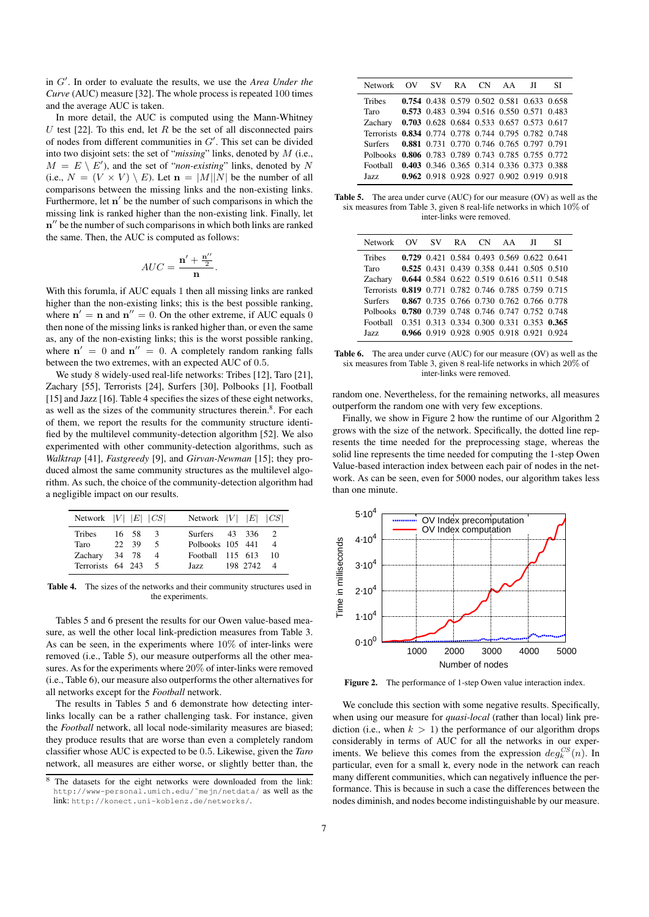in $G'$. In order to evaluate the results, we use the *Area Under the Curve* (AUC) measure [32]. The whole process is repeated 100 times and the average AUC is taken.

In more detail, the AUC is computed using the Mann-Whitney $U$ test [22]. To this end, let $R$ be the set of all disconnected pairs of nodes from different communities in $G'$. This set can be divided into two disjoint sets: the set of "*missing*" links, denoted by $M$ (i.e., $M = E \setminus E'$), and the set of "*non-existing*" links, denoted by $N$ (i.e., $N = (V \times V) \setminus E$). Let $\mathbf{n} = |M||N|$ be the number of all comparisons between the missing links and the non-existing links. Furthermore, let $\mathbf{n}'$ be the number of such comparisons in which the missing link is ranked higher than the non-existing link. Finally, let $\mathbf{n}''$ be the number of such comparisons in which both links are ranked the same. Then, the AUC is computed as follows:

$$AUC = \frac{\mathbf{n}' + \frac{\mathbf{n}''}{2}}{\mathbf{n}}.$$

With this forumla, if AUC equals 1 then all missing links are ranked higher than the non-existing links; this is the best possible ranking, where $\mathbf{n}' = \mathbf{n}$ and $\mathbf{n}'' = 0$. On the other extreme, if AUC equals 0 then none of the missing links is ranked higher than, or even the same as, any of the non-existing links; this is the worst possible ranking, where $\mathbf{n}' = 0$ and $\mathbf{n}'' = 0$. A completely random ranking falls between the two extremes, with an expected AUC of 0.5.

We study 8 widely-used real-life networks: Tribes [12], Taro [21], Zachary [55], Terrorists [24], Surfers [30], Polbooks [1], Football [15] and Jazz [16]. Table 4 specifies the sizes of these eight networks, as well as the sizes of the community structures therein.[8]. For each of them, we report the results for the community structure identified by the multilevel community-detection algorithm [52]. We also experimented with other community-detection algorithms, such as *Walktrap* [41], *Fastgreedy* [9], and *Girvan-Newman* [15]; they produced almost the same community structures as the multilevel algorithm. As such, the choice of the community-detection algorithm had a negligible impact on our results.

| Network | $\|V\|$ | $\|E\|$ | $\|CS\|$ | Network | $\|V\|$ | $\|E\|$ | $\|CS\|$ |
|---|---|---|---|---|---|---|---|
| Tribes | 16 | 58 | 3 | Surfers | 43 | 336 | 2 |
| Taro | 22 | 39 | 5 | Polbooks | 105 | 441 | 4 |
| Zachary | 34 | 78 | 4 | Football | 115 | 613 | 10 |
| Terrorists | 64 | 243 | 5 | Jazz | 198 | 2742 | 4 |

**Table 4.** The sizes of the networks and their community structures used in the experiments.

Tables 5 and 6 present the results for our Owen value-based measure, as well the other local link-prediction measures from Table 3. As can be seen, in the experiments where 10% of inter-links were removed (i.e., Table 5), our measure outperforms all the other measures. As for the experiments where 20% of inter-links were removed (i.e., Table 6), our measure also outperforms the other alternatives for all networks except for the *Football* network.

The results in Tables 5 and 6 demonstrate how detecting inter-links locally can be a rather challenging task. For instance, given the *Football* network, all local node-similarity measures are biased; they produce results that are worse than even a completely random classifier whose AUC is expected to be 0.5. Likewise, given the *Taro* network, all measures are either worse, or slightly better than, the random one. Nevertheless, for the remaining networks, all measures outperform the random one with very few exceptions.

| Network | OV | SV | RA | CN | AA | JI | SI |
|---|---|---|---|---|---|---|---|
| Tribes | **0.754** | 0.438 | 0.579 | 0.502 | 0.581 | 0.633 | 0.658 |
| Taro | **0.573** | 0.483 | 0.394 | 0.516 | 0.550 | 0.571 | 0.483 |
| Zachary | **0.703** | 0.628 | 0.684 | 0.533 | 0.657 | 0.573 | 0.617 |
| Terrorists | **0.834** | 0.774 | 0.778 | 0.744 | 0.795 | 0.782 | 0.748 |
| Surfers | **0.881** | 0.731 | 0.770 | 0.746 | 0.765 | 0.797 | 0.791 |
| Polbooks | **0.806** | 0.783 | 0.789 | 0.743 | 0.785 | 0.755 | 0.772 |
| Football | **0.403** | 0.346 | 0.365 | 0.314 | 0.336 | 0.373 | 0.388 |
| Jazz | **0.962** | 0.918 | 0.928 | 0.927 | 0.902 | 0.919 | 0.918 |

**Table 5.** The area under curve (AUC) for our measure (OV) as well as the six measures from Table 3, given 8 real-life networks in which 10% of inter-links were removed.

| Network | OV | SV | RA | CN | AA | JI | SI |
|---|---|---|---|---|---|---|---|
| Tribes | **0.729** | 0.421 | 0.584 | 0.493 | 0.569 | 0.622 | 0.641 |
| Taro | **0.525** | 0.431 | 0.439 | 0.358 | 0.441 | 0.505 | 0.510 |
| Zachary | **0.644** | 0.584 | 0.622 | 0.519 | 0.616 | 0.511 | 0.548 |
| Terrorists | **0.819** | 0.771 | 0.782 | 0.746 | 0.785 | 0.759 | 0.715 |
| Surfers | **0.867** | 0.735 | 0.766 | 0.730 | 0.762 | 0.766 | 0.778 |
| Polbooks | **0.780** | 0.739 | 0.748 | 0.746 | 0.747 | 0.752 | 0.748 |
| Football | 0.351 | 0.313 | 0.334 | 0.300 | 0.331 | 0.353 | **0.365** |
| Jazz | **0.966** | 0.919 | 0.928 | 0.905 | 0.918 | 0.921 | 0.924 |

**Table 6.** The area under curve (AUC) for our measure (OV) as well as the six measures from Table 3, given 8 real-life networks in which 20% of inter-links were removed.

Finally, we show in Figure 2 how the runtime of our Algorithm 2 grows with the size of the network. Specifically, the dotted line represents the time needed for the preprocessing stage, whereas the solid line represents the time needed for computing the 1-step Owen Value-based interaction index between each pair of nodes in the network. As can be seen, even for 5000 nodes, our algorithm takes less than one minute.

**Figure 2.** The performance of 1-step Owen value interaction index.

We conclude this section with some negative results. Specifically, when using our measure for *quasi-local* (rather than local) link prediction (i.e., when $k > 1$) the performance of our algorithm drops considerably in terms of AUC for all the networks in our experiments. We believe this comes from the expression $deg_k^{CS}(n)$. In particular, even for a small k, every node in the network can reach many different communities, which can negatively influence the performance. This is because in such a case the differences between the nodes diminish, and nodes become indistinguishable by our measure.

[8] The datasets for the eight networks were downloaded from the link: `http://www-personal.umich.edu/~mejn/netdata/` as well as the link: `http://konect.uni-koblenz.de/networks/`.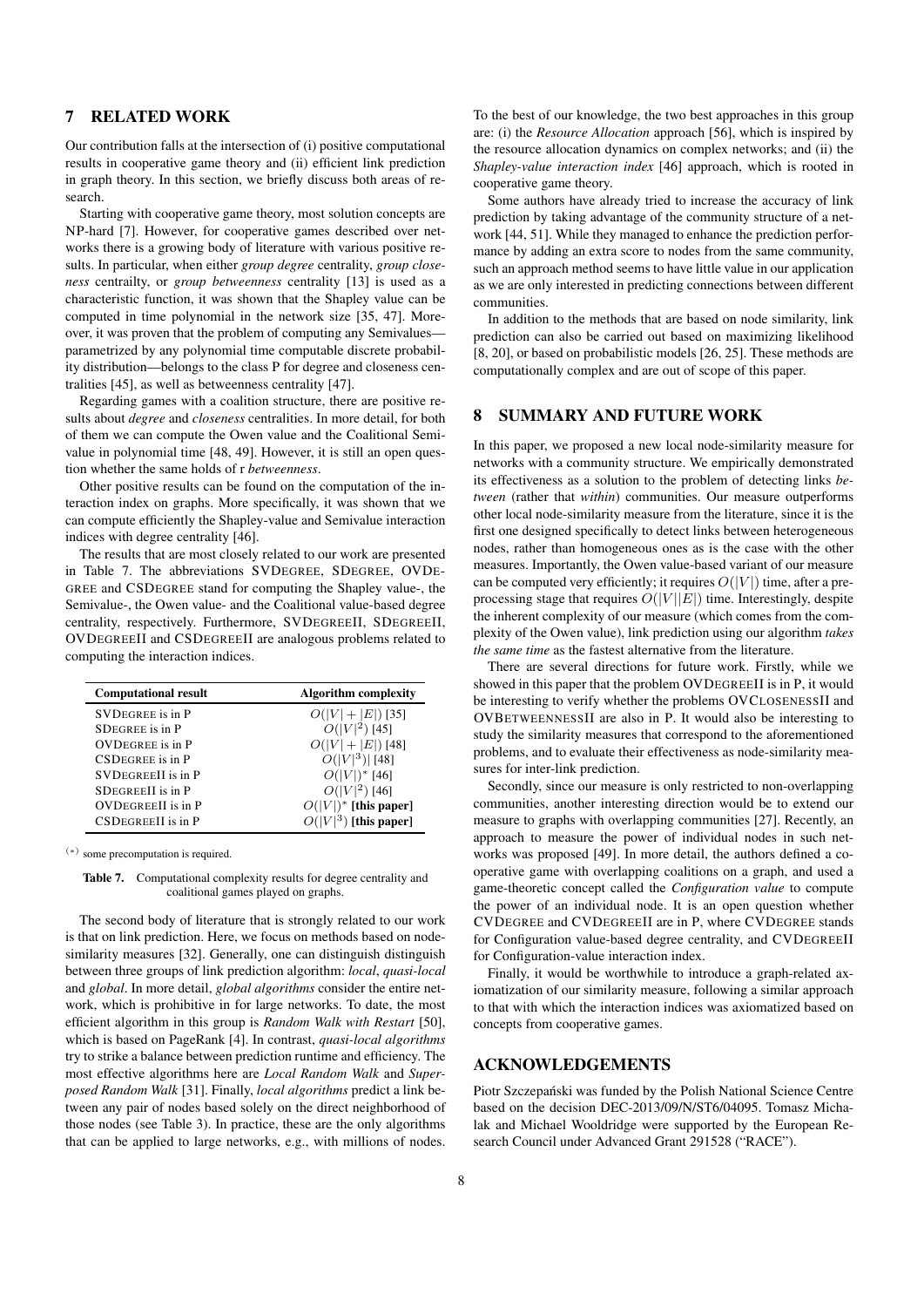## 7 RELATED WORK

Our contribution falls at the intersection of (i) positive computational results in cooperative game theory and (ii) efficient link prediction in graph theory. In this section, we briefly discuss both areas of research.

Starting with cooperative game theory, most solution concepts are NP-hard [7]. However, for cooperative games described over networks there is a growing body of literature with various positive results. In particular, when either *group degree* centrality, *group closeness* centrailty, or *group betweenness* centrality [13] is used as a characteristic function, it was shown that the Shapley value can be computed in time polynomial in the network size [35, 47]. Moreover, it was proven that the problem of computing any Semivalues—parametrized by any polynomial time computable discrete probability distribution—belongs to the class P for degree and closeness centralities [45], as well as betweenness centrality [47].

Regarding games with a coalition structure, there are positive results about *degree* and *closeness* centralities. In more detail, for both of them we can compute the Owen value and the Coalitional Semivalue in polynomial time [48, 49]. However, it is still an open question whether the same holds of r *betweenness*.

Other positive results can be found on the computation of the interaction index on graphs. More specifically, it was shown that we can compute efficiently the Shapley-value and Semivalue interaction indices with degree centrality [46].

The results that are most closely related to our work are presented in Table 7. The abbreviations SVDEGREE, SDEGREE, OVDEGREE and CSDEGREE stand for computing the Shapley value-, the Semivalue-, the Owen value- and the Coalitional value-based degree centrality, respectively. Furthermore, SVDEGREEII, SDEGREEII, OVDEGREEII and CSDEGREEII are analogous problems related to computing the interaction indices.

| Computational result | Algorithm complexity |
|---|---|
| SVDEGREE is in P | $O(\|V\| + \|E\|)$ [35] |
| SDEGREE is in P | $O(\|V\|^2)$ [45] |
| OVDEGREE is in P | $O(\|V\| + \|E\|)$ [48] |
| CSDEGREE is in P | $O(\|V\|^3)\|$ [48] |
| SVDEGREEII is in P | $O(\|V\|)^*$ [46] |
| SDEGREEII is in P | $O(\|V\|^2)$ [46] |
| OVDEGREEII is in P | $O(\|V\|)^*$ **[this paper]** |
| CSDEGREEII is in P | $O(\|V\|^3)$ **[this paper]** |

(*) some precomputation is required.

**Table 7.** Computational complexity results for degree centrality and coalitional games played on graphs.

The second body of literature that is strongly related to our work is that on link prediction. Here, we focus on methods based on node-similarity measures [32]. Generally, one can distinguish distinguish between three groups of link prediction algorithm: *local*, *quasi-local* and *global*. In more detail, *global algorithms* consider the entire network, which is prohibitive in for large networks. To date, the most efficient algorithm in this group is *Random Walk with Restart* [50], which is based on PageRank [4]. In contrast, *quasi-local algorithms* try to strike a balance between prediction runtime and efficiency. The most effective algorithms here are *Local Random Walk* and *Superposed Random Walk* [31]. Finally, *local algorithms* predict a link between any pair of nodes based solely on the direct neighborhood of those nodes (see Table 3). In practice, these are the only algorithms that can be applied to large networks, e.g., with millions of nodes. To the best of our knowledge, the two best approaches in this group are: (i) the *Resource Allocation* approach [56], which is inspired by the resource allocation dynamics on complex networks; and (ii) the *Shapley-value interaction index* [46] approach, which is rooted in cooperative game theory.

Some authors have already tried to increase the accuracy of link prediction by taking advantage of the community structure of a network [44, 51]. While they managed to enhance the prediction performance by adding an extra score to nodes from the same community, such an approach method seems to have little value in our application as we are only interested in predicting connections between different communities.

In addition to the methods that are based on node similarity, link prediction can also be carried out based on maximizing likelihood [8, 20], or based on probabilistic models [26, 25]. These methods are computationally complex and are out of scope of this paper.

## 8 SUMMARY AND FUTURE WORK

In this paper, we proposed a new local node-similarity measure for networks with a community structure. We empirically demonstrated its effectiveness as a solution to the problem of detecting links *between* (rather that *within*) communities. Our measure outperforms other local node-similarity measure from the literature, since it is the first one designed specifically to detect links between heterogeneous nodes, rather than homogeneous ones as is the case with the other measures. Importantly, the Owen value-based variant of our measure can be computed very efficiently; it requires $O(|V|)$ time, after a pre-processing stage that requires $O(|V||E|)$ time. Interestingly, despite the inherent complexity of our measure (which comes from the complexity of the Owen value), link prediction using our algorithm *takes the same time* as the fastest alternative from the literature.

There are several directions for future work. Firstly, while we showed in this paper that the problem OVDEGREEII is in P, it would be interesting to verify whether the problems OVCLOSENESSII and OVBETWEENNESSII are also in P. It would also be interesting to study the similarity measures that correspond to the aforementioned problems, and to evaluate their effectiveness as node-similarity measures for inter-link prediction.

Secondly, since our measure is only restricted to non-overlapping communities, another interesting direction would be to extend our measure to graphs with overlapping communities [27]. Recently, an approach to measure the power of individual nodes in such networks was proposed [49]. In more detail, the authors defined a cooperative game with overlapping coalitions on a graph, and used a game-theoretic concept called the *Configuration value* to compute the power of an individual node. It is an open question whether CVDEGREE and CVDEGREEII are in P, where CVDEGREE stands for Configuration value-based degree centrality, and CVDEGREEII for Configuration-value interaction index.

Finally, it would be worthwhile to introduce a graph-related axiomatization of our similarity measure, following a similar approach to that with which the interaction indices was axiomatized based on concepts from cooperative games.

## ACKNOWLEDGEMENTS

Piotr Szczepański was funded by the Polish National Science Centre based on the decision DEC-2013/09/N/ST6/04095. Tomasz Michalak and Michael Wooldridge were supported by the European Research Council under Advanced Grant 291528 ("RACE").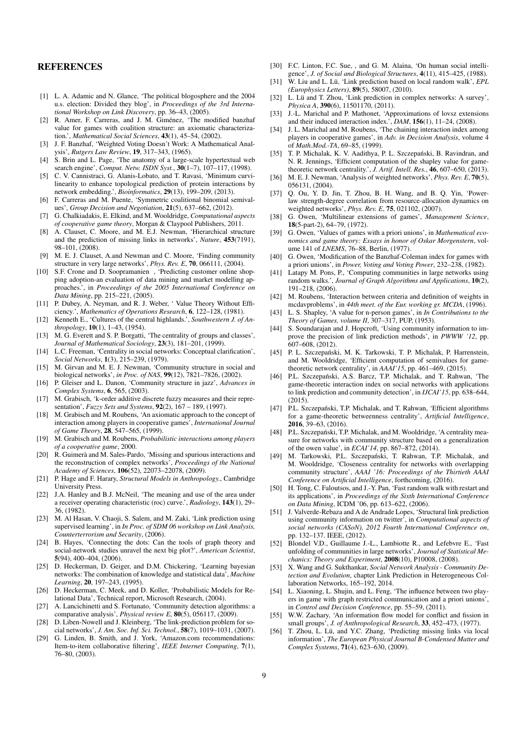## REFERENCES

[1] L. A. Adamic and N. Glance, 'The political blogosphere and the 2004 u.s. election: Divided they blog', in *Proceedings of the 3rd International Workshop on Link Discovery*, pp. 36–43, (2005).

[2] R. Amer, F. Carreras, and J. M. Giménez, 'The modified banzhaf value for games with coalition structure: an axiomatic characterization.', *Mathematical Social Sciences*, **43**(1), 45–54, (2002).

[3] J. F. Banzhaf, 'Weighted Voting Doesn't Work: A Mathematical Analysis', *Rutgers Law Review*, **19**, 317–343, (1965).

[4] S. Brin and L. Page, 'The anatomy of a large-scale hypertextual web search engine', *Comput. Netw. ISDN Syst.*, **30**(1–7), 107–117, (1998).

[5] C. V. Cannistraci, G. Alanis-Lobato, and T. Ravasi, 'Minimum curvilinearity to enhance topological prediction of protein interactions by network embedding.', *Bioinformatics*, **29**(13), 199–209, (2013).

[6] F. Carreras and M. Puente, 'Symmetric coalitional binomial semivalues', *Group Decision and Negotiation*, **21**(5), 637–662, (2012).

[7] G. Chalkiadakis, E. Elkind, and M. Wooldridge, *Computational aspects of cooperative game theory*, Morgan & Claypool Publishers, 2011.

[8] A. Clauset, C. Moore, and M. E.J. Newman, 'Hierarchical structure and the prediction of missing links in networks', *Nature*, **453**(7191), 98–101, (2008).

[9] M. E. J. Clauset, A.and Newman and C. Moore, 'Finding community structure in very large networks', *Phys. Rev. E*, **70**, 066111, (2004).

[10] S.F. Crone and D. Soopramanien , 'Predicting customer online shopping adoption-an evaluation of data mining and market modelling approaches.', in *Proceedings of the 2005 International Conference on Data Mining*, pp. 215–221, (2005).

[11] P. Dubey, A. Neyman, and R. J. Weber, ' Value Theory Without Efficiency.', *Mathematics of Operations Research*, **6**, 122–128, (1981).

[12] Kenneth E., 'Cultures of the central highlands.', *Southwestern J. of Anthropology*, **10**(1), 1–43, (1954).

[13] M. G. Everett and S. P. Borgatti, 'The centrality of groups and classes', *Journal of Mathematical Sociology*, **23**(3), 181–201, (1999).

[14] L.C. Freeman, 'Centrality in social networks: Conceptual clarification', *Social Networks*, **1**(3), 215–239, (1979).

[15] M. Girvan and M. E. J. Newman, 'Community structure in social and biological networks', *in Proc. of NAS*, **99**(12), 7821–7826, (2002).

[16] P. Gleiser and L. Danon, 'Community structure in jazz', *Advances in Complex Systems*, **6**, 565, (2003).

[17] M. Grabisch, 'k-order additive discrete fuzzy measures and their representation', *Fuzzy Sets and Systems*, **92**(2), 167 – 189, (1997).

[18] M. Grabisch and M. Roubens, 'An axiomatic approach to the concept of interaction among players in cooperative games', *International Journal of Game Theory*, **28**, 547–565, (1999).

[19] M. Grabisch and M. Roubens, *Probabilistic interactions among players of a cooperative game*, 2000.

[20] R. Guimerà and M. Sales-Pardo, 'Missing and spurious interactions and the reconstruction of complex networks', *Proceedings of the National Academy of Sciences*, **106**(52), 22073–22078, (2009).

[21] P. Hage and F. Harary, *Structural Models in Anthropology.*, Cambridge University Press.

[22] J.A. Hanley and B.J. McNeil, 'The meaning and use of the area under a receiver operating characteristic (roc) curve.', *Radiology*, **143**(1), 29–36, (1982).

[23] M. Al Hasan, V. Chaoji, S. Salem, and M. Zaki, 'Link prediction using supervised learning', in *In Proc. of SDM 06 workshop on Link Analysis, Counterterrorism and Security*, (2006).

[24] B. Hayes, 'Connecting the dots: Can the tools of graph theory and social-network studies unravel the next big plot?', *American Scientist*, **5**(94), 400–404, (2006).

[25] D. Heckerman, D. Geiger, and D.M. Chickering, 'Learning bayesian networks: The combination of knowledge and statistical data', *Machine Learning*, **20**, 197–243, (1995).

[26] D. Heckerman, C. Meek, and D. Koller, 'Probabilistic Models for Relational Data', Technical report, Microsoft Research, (2004).

[27] A. Lancichinetti and S. Fortunato, 'Community detection algorithms: a comparative analysis', *Physical review E*, **80**(5), 056117, (2009).

[28] D. Liben-Nowell and J. Kleinberg, 'The link-prediction problem for social networks', *J. Am. Soc. Inf. Sci. Technol.*, **58**(7), 1019–1031, (2007).

[29] G. Linden, B. Smith, and J. York, 'Amazon.com recommendations: Item-to-item collaborative filtering', *IEEE Internet Computing*, **7**(1), 76–80, (2003).

[30] F.C. Linton, F.C. Sue, , and G. M. Alaina, 'On human social intelligence', *J. of Social and Biological Structures*, **4**(11), 415–425, (1988).

[31] W. Liu and L. Lü, 'Link prediction based on local random walk', *EPL (Europhysics Letters)*, **89**(5), 58007, (2010).

[32] L. Lü and T. Zhou, 'Link prediction in complex networks: A survey', *Physica A*, **390**(6), 11501170, (2011).

[33] J.-L. Marichal and P. Mathonet, 'Approximations of lovsz extensions and their induced interaction index.', *DAM*, **156**(1), 11–24, (2008).

[34] J. L. Marichal and M. Roubens, 'The chaining interaction index among players in cooperative games', in *Adv. in Decision Analysis*, volume 4 of *Math.Mod.-TA*, 69–85, (1999).

[35] T. P. Michalak, K. V. Aadithya, P. L. Szczepański, B. Ravindran, and N. R. Jennings, 'Efficient computation of the shapley value for game-theoretic network centrality.', *J. Artif. Intell. Res.*, **46**, 607–650, (2013).

[36] M. E. J. Newman, 'Analysis of weighted networks', *Phys. Rev. E*, **70**(5), 056131, (2004).

[37] Q. Ou, Y. D. Jin, T. Zhou, B. H. Wang, and B. Q. Yin, 'Power-law strength-degree correlation from resource-allocation dynamics on weighted networks', *Phys. Rev. E*, **75**, 021102, (2007).

[38] G. Owen, 'Multilinear extensions of games', *Management Science*, **18**(5-part-2), 64–79, (1972).

[39] G. Owen, 'Values of games with a priori unions', in *Mathematical economics and game theory: Essays in honor of Oskar Morgenstern*, volume 141 of *LNEMS*, 76–88, Berlin, (1977).

[40] G. Owen, 'Modification of the Banzhaf-Coleman index for games with a priori unions', in *Power, Voting and Voting Power*, 232–238, (1982).

[41] Latapy M. Pons, P., 'Computing communities in large networks using random walks.', *Journal of Graph Algorithms and Applications*, **10**(2), 191–218, (2006).

[42] M. Roubens, 'Interaction between criteria and definition of weights in mcdavproblems', in *44th meet. of the Eur. working gr. MCDA*, (1996).

[43] L. S. Shapley, 'A value for n-person games', in *In Contributions to the Theory of Games, volume II*, 307–317, PUP, (1953).

[44] S. Soundarajan and J. Hopcroft, 'Using community information to improve the precision of link prediction methods', in *PWWW '12*, pp. 607–608, (2012).

[45] P. L. Szczepański, M. K. Tarkowski, T. P. Michalak, P. Harrenstein, and M. Wooldridge, 'Efficient computation of semivalues for game-theoretic network centrality', in *AAAI'15*, pp. 461–469, (2015).

[46] P.L. Szczepański, A.S. Barcz, T.P. Michalak, and T. Rahwan, 'The game-theoretic interaction index on social networks with applications to link prediction and community detection', in *IJCAI'15*, pp. 638–644, (2015).

[47] P.L. Szczepański, T.P. Michalak, and T. Rahwan, 'Efficient algorithms for a game-theoretic betweenness centrality', *Artificial Intelligence*, **2016**, 39–63, (2016).

[48] P.L. Szczepański, T.P. Michalak, and M. Wooldridge, 'A centrality measure for networks with community structure based on a generalization of the owen value', in *ECAI'14*, pp. 867–872, (2014).

[49] M. Tarkowski, P.L. Szczepański, T. Rahwan, T.P. Michalak, and M. Wooldridge, 'Closeness centrality for networks with overlapping community structure', *AAAI '16: Proceedings of the Thirtieth AAAI Conference on Artificial Intelligence*, forthcoming, (2016).

[50] H. Tong, C. Faloutsos, and J.-Y. Pan, 'Fast random walk with restart and its applications', in *Proceedings of the Sixth International Conference on Data Mining*, ICDM '06, pp. 613–622, (2006).

[51] J. Valverde-Rebaza and A de Andrade Lopes, 'Structural link prediction using community information on twitter', in *Computational aspects of social networks (CASoN), 2012 Fourth International Conference on*, pp. 132–137. IEEE, (2012).

[52] Blondel V.D., Guillaume J.-L., Lambiotte R., and Lefebvre E., 'Fast unfolding of communities in large networks', *Journal of Statistical Mechanics: Theory and Experiment*, **2008**(10), P10008, (2008).

[53] X. Wang and G. Sukthankar, *Social Network Analysis - Community Detection and Evolution*, chapter Link Prediction in Heterogeneous Collaboration Networks, 165–192, 2014.

[54] L. Xiaoning, L. Shujin, and L. Feng, 'The influence between two players in game with graph restricted communication and a priori unions', in *Control and Decision Conference*, pp. 55–59, (2011).

[55] W.W. Zachary, 'An information flow model for conflict and fission in small groups', *J. of Anthropological Research*, **33**, 452–473, (1977).

[56] T. Zhou, L. Lü, and Y.C. Zhang, 'Predicting missing links via local information', *The European Physical Journal B-Condensed Matter and Complex Systems*, **71**(4), 623–630, (2009).